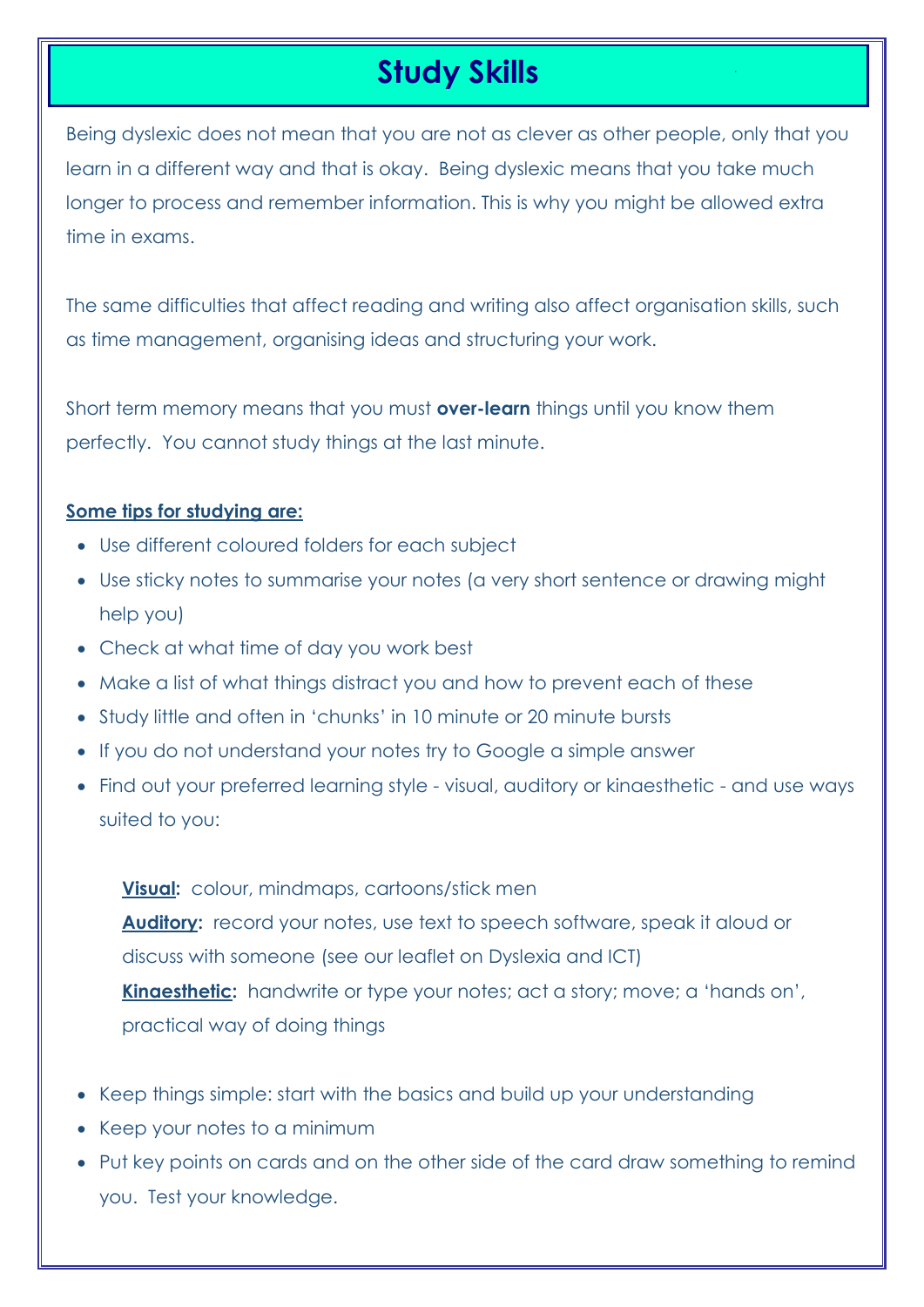# Study Skills

Being dyslexic does not mean that you are not as clever as other people, only that you learn in a different way and that is okay. Being dyslexic means that you take much longer to process and remember information. This is why you might be allowed extra time in exams.

The same difficulties that affect reading and writing also affect organisation skills, such as time management, organising ideas and structuring your work.

Short term memory means that you must **over-learn** things until you know them perfectly. You cannot study things at the last minute.

**Some tips for studying are:**

- Use different coloured folders for each subject
- Use sticky notes to summarise your notes (a very short sentence or drawing might help you)
- Check at what time of day you work best
- Make a list of what things distract you and how to prevent each of these
- Study little and often in 'chunks' in 10 minute or 20 minute bursts
- If you do not understand your notes try to Google a simple answer
- Find out your preferred learning style - visual, auditory or kinaesthetic - and use ways suited to you:

  **Visual:** colour, mindmaps, cartoons/stick men
  **Auditory:** record your notes, use text to speech software, speak it aloud or discuss with someone (see our leaflet on Dyslexia and ICT)
  **Kinaesthetic:** handwrite or type your notes; act a story; move; a 'hands on', practical way of doing things

- Keep things simple: start with the basics and build up your understanding
- Keep your notes to a minimum
- Put key points on cards and on the other side of the card draw something to remind you. Test your knowledge.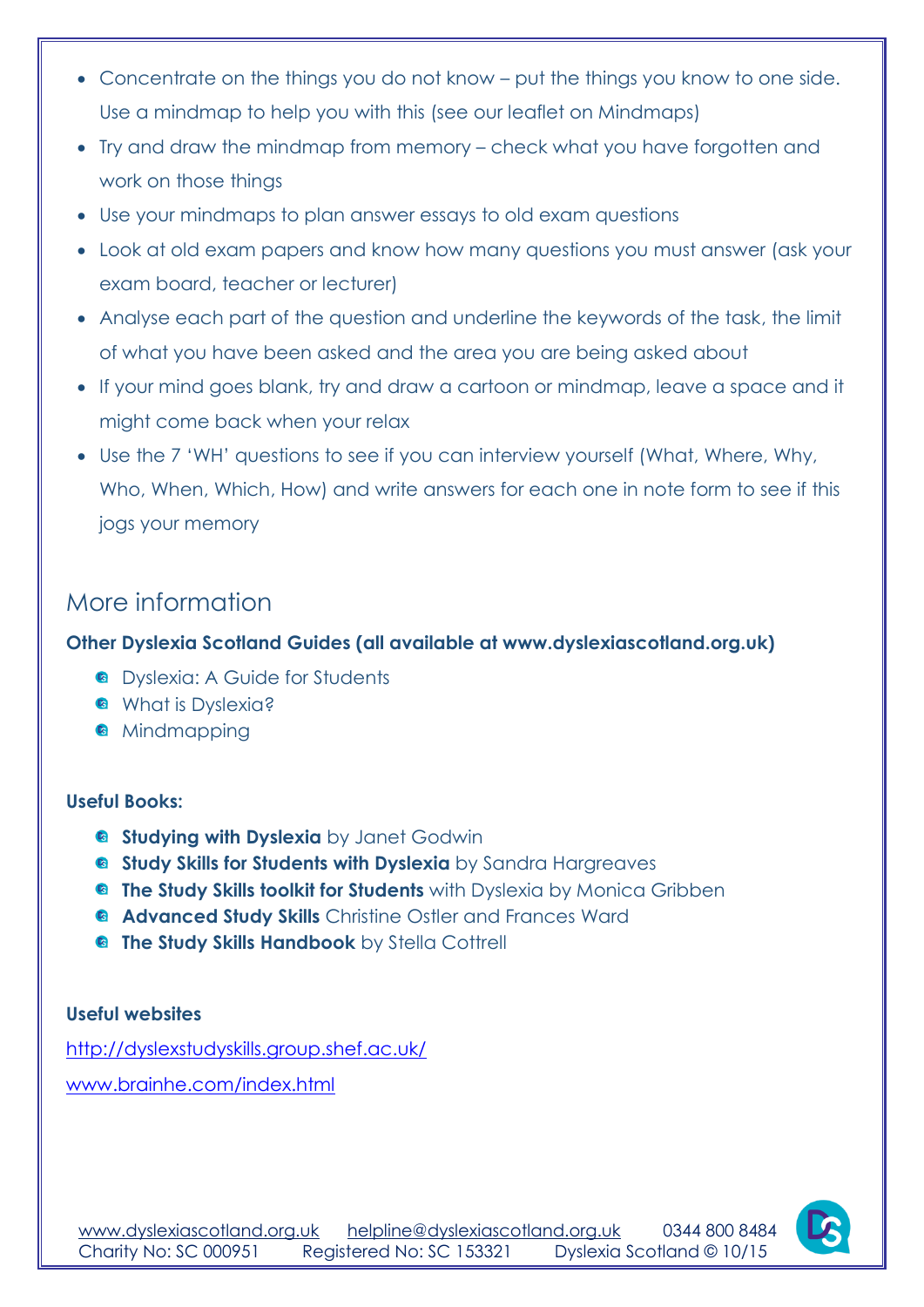- Concentrate on the things you do not know – put the things you know to one side. Use a mindmap to help you with this (see our leaflet on Mindmaps)
- Try and draw the mindmap from memory – check what you have forgotten and work on those things
- Use your mindmaps to plan answer essays to old exam questions
- Look at old exam papers and know how many questions you must answer (ask your exam board, teacher or lecturer)
- Analyse each part of the question and underline the keywords of the task, the limit of what you have been asked and the area you are being asked about
- If your mind goes blank, try and draw a cartoon or mindmap, leave a space and it might come back when your relax
- Use the 7 'WH' questions to see if you can interview yourself (What, Where, Why, Who, When, Which, How) and write answers for each one in note form to see if this jogs your memory

## More information

**Other Dyslexia Scotland Guides (all available at www.dyslexiascotland.org.uk)**

- Dyslexia: A Guide for Students
- What is Dyslexia?
- Mindmapping

**Useful Books:**

- **Studying with Dyslexia** by Janet Godwin
- **Study Skills for Students with Dyslexia** by Sandra Hargreaves
- **The Study Skills toolkit for Students** with Dyslexia by Monica Gribben
- **Advanced Study Skills** Christine Ostler and Frances Ward
- **The Study Skills Handbook** by Stella Cottrell

**Useful websites**

http://dyslexstudyskills.group.shef.ac.uk/

www.brainhe.com/index.html

www.dyslexiascotland.org.uk helpline@dyslexiascotland.org.uk 0344 800 8484
Charity No: SC 000951 Registered No: SC 153321 Dyslexia Scotland © 10/15